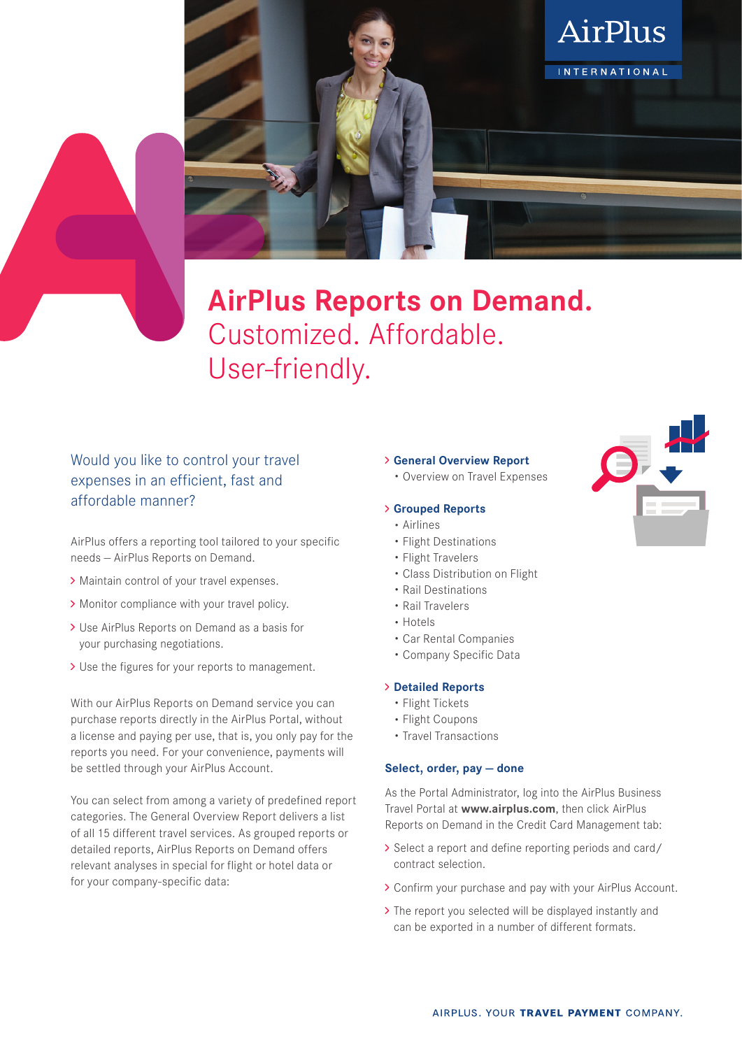AirPlus

INTERNATIONAL

# AirPlus Reports on Demand.

## Customized. Affordable. User-friendly.

### Would you like to control your travel expenses in an efficient, fast and affordable manner?

AirPlus offers a reporting tool tailored to your specific needs – AirPlus Reports on Demand.

- Maintain control of your travel expenses.
- Monitor compliance with your travel policy.
- Use AirPlus Reports on Demand as a basis for your purchasing negotiations.
- Use the figures for your reports to management.

With our AirPlus Reports on Demand service you can purchase reports directly in the AirPlus Portal, without a license and paying per use, that is, you only pay for the reports you need. For your convenience, payments will be settled through your AirPlus Account.

You can select from among a variety of predefined report categories. The General Overview Report delivers a list of all 15 different travel services. As grouped reports or detailed reports, AirPlus Reports on Demand offers relevant analyses in special for flight or hotel data or for your company-specific data:

**General Overview Report**
- Overview on Travel Expenses

**Grouped Reports**
- Airlines
- Flight Destinations
- Flight Travelers
- Class Distribution on Flight
- Rail Destinations
- Rail Travelers
- Hotels
- Car Rental Companies
- Company Specific Data

**Detailed Reports**
- Flight Tickets
- Flight Coupons
- Travel Transactions

### Select, order, pay – done

As the Portal Administrator, log into the AirPlus Business Travel Portal at **www.airplus.com**, then click AirPlus Reports on Demand in the Credit Card Management tab:

- Select a report and define reporting periods and card/contract selection.
- Confirm your purchase and pay with your AirPlus Account.
- The report you selected will be displayed instantly and can be exported in a number of different formats.

AIRPLUS. YOUR **TRAVEL PAYMENT** COMPANY.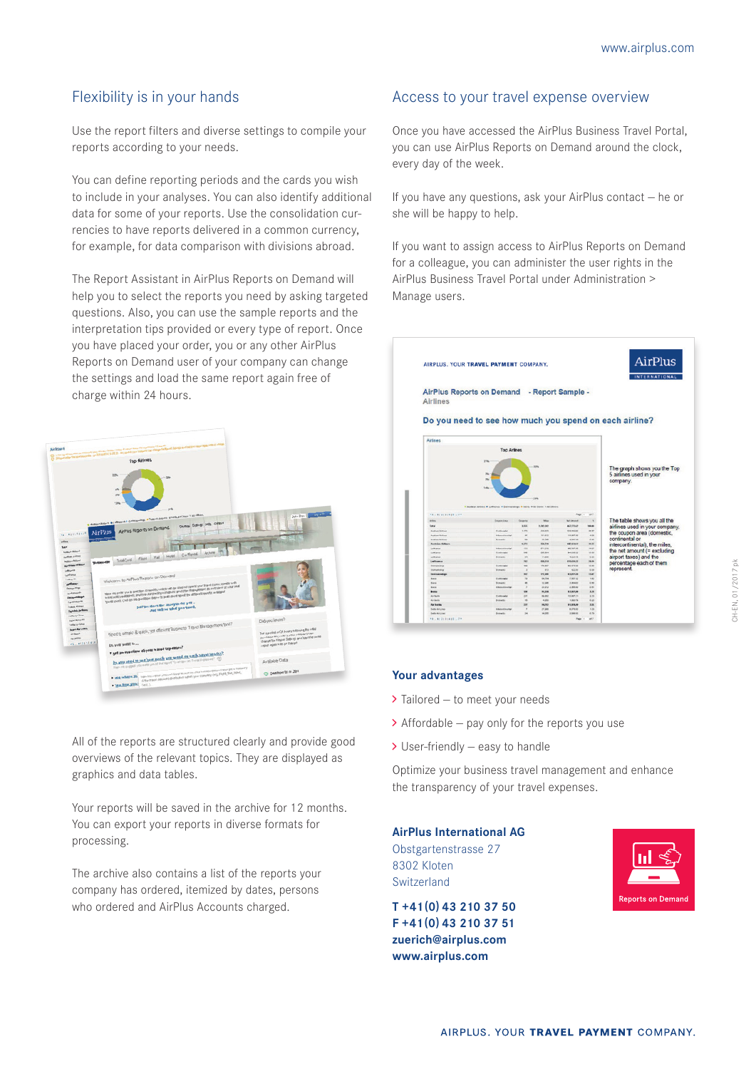## Flexibility is in your hands

Use the report filters and diverse settings to compile your reports according to your needs.

You can define reporting periods and the cards you wish to include in your analyses. You can also identify additional data for some of your reports. Use the consolidation currencies to have reports delivered in a common currency, for example, for data comparison with divisions abroad.

The Report Assistant in AirPlus Reports on Demand will help you to select the reports you need by asking targeted questions. Also, you can use the sample reports and the interpretation tips provided or every type of report. Once you have placed your order, you or any other AirPlus Reports on Demand user of your company can change the settings and load the same report again free of charge within 24 hours.

All of the reports are structured clearly and provide good overviews of the relevant topics. They are displayed as graphics and data tables.

Your reports will be saved in the archive for 12 months. You can export your reports in diverse formats for processing.

The archive also contains a list of the reports your company has ordered, itemized by dates, persons who ordered and AirPlus Accounts charged.

## Access to your travel expense overview

Once you have accessed the AirPlus Business Travel Portal, you can use AirPlus Reports on Demand around the clock, every day of the week.

If you have any questions, ask your AirPlus contact – he or she will be happy to help.

If you want to assign access to AirPlus Reports on Demand for a colleague, you can administer the user rights in the AirPlus Business Travel Portal under Administration > Manage users.

### Your advantages

- Tailored – to meet your needs
- Affordable – pay only for the reports you use
- User-friendly – easy to handle

Optimize your business travel management and enhance the transparency of your travel expenses.

**AirPlus International AG**
Obstgartenstrasse 27
8302 Kloten
Switzerland

**T +41 (0) 43 210 37 50**
**F +41 (0) 43 210 37 51**
**zuerich@airplus.com**
**www.airplus.com**

Reports on Demand